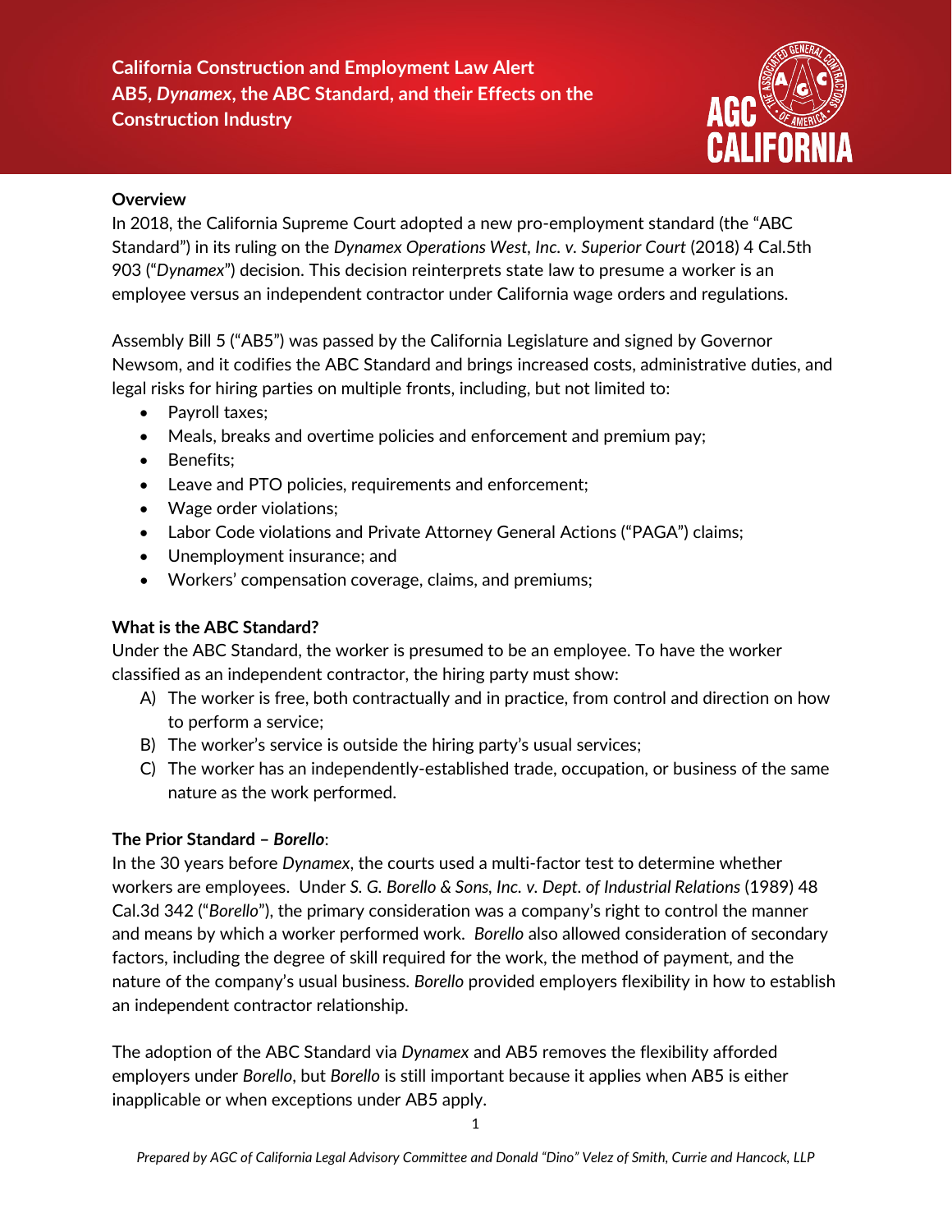# California Construction and Employment Law Alert
## AB5, *Dynamex*, the ABC Standard, and their Effects on the Construction Industry

**Overview**

In 2018, the California Supreme Court adopted a new pro-employment standard (the "ABC Standard") in its ruling on the *Dynamex Operations West, Inc. v. Superior Court* (2018) 4 Cal.5th 903 ("*Dynamex*") decision. This decision reinterprets state law to presume a worker is an employee versus an independent contractor under California wage orders and regulations.

Assembly Bill 5 ("AB5") was passed by the California Legislature and signed by Governor Newsom, and it codifies the ABC Standard and brings increased costs, administrative duties, and legal risks for hiring parties on multiple fronts, including, but not limited to:

- Payroll taxes;
- Meals, breaks and overtime policies and enforcement and premium pay;
- Benefits;
- Leave and PTO policies, requirements and enforcement;
- Wage order violations;
- Labor Code violations and Private Attorney General Actions ("PAGA") claims;
- Unemployment insurance; and
- Workers' compensation coverage, claims, and premiums;

**What is the ABC Standard?**

Under the ABC Standard, the worker is presumed to be an employee. To have the worker classified as an independent contractor, the hiring party must show:

A) The worker is free, both contractually and in practice, from control and direction on how to perform a service;
B) The worker's service is outside the hiring party's usual services;
C) The worker has an independently-established trade, occupation, or business of the same nature as the work performed.

**The Prior Standard – *Borello*:**

In the 30 years before *Dynamex*, the courts used a multi-factor test to determine whether workers are employees. Under *S. G. Borello & Sons, Inc. v. Dept. of Industrial Relations* (1989) 48 Cal.3d 342 ("*Borello*"), the primary consideration was a company's right to control the manner and means by which a worker performed work. *Borello* also allowed consideration of secondary factors, including the degree of skill required for the work, the method of payment, and the nature of the company's usual business. *Borello* provided employers flexibility in how to establish an independent contractor relationship.

The adoption of the ABC Standard via *Dynamex* and AB5 removes the flexibility afforded employers under *Borello*, but *Borello* is still important because it applies when AB5 is either inapplicable or when exceptions under AB5 apply.

*Prepared by AGC of California Legal Advisory Committee and Donald "Dino" Velez of Smith, Currie and Hancock, LLP*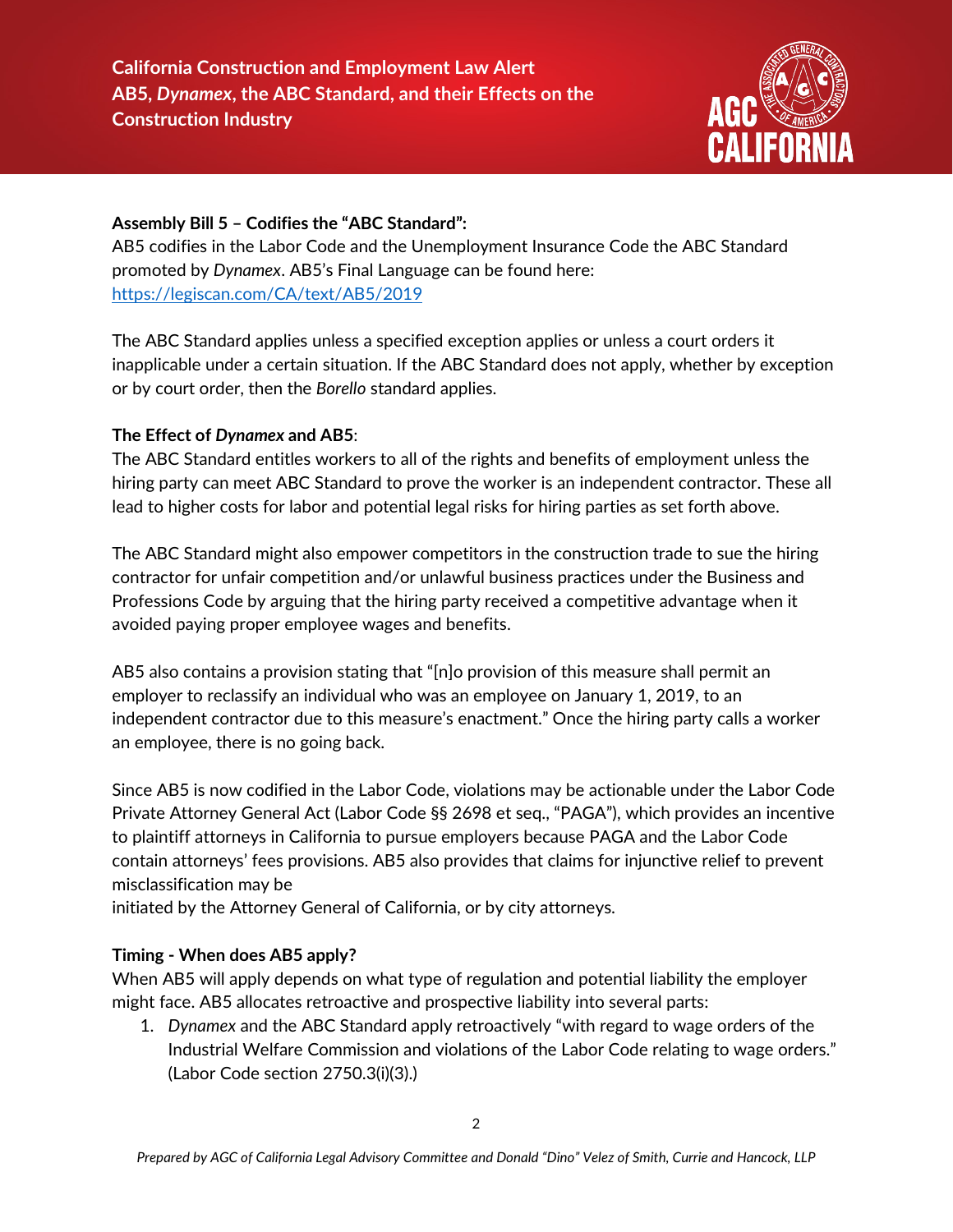**Assembly Bill 5 – Codifies the "ABC Standard":**
AB5 codifies in the Labor Code and the Unemployment Insurance Code the ABC Standard promoted by *Dynamex*. AB5's Final Language can be found here: https://legiscan.com/CA/text/AB5/2019

The ABC Standard applies unless a specified exception applies or unless a court orders it inapplicable under a certain situation. If the ABC Standard does not apply, whether by exception or by court order, then the *Borello* standard applies.

**The Effect of *Dynamex* and AB5**:
The ABC Standard entitles workers to all of the rights and benefits of employment unless the hiring party can meet ABC Standard to prove the worker is an independent contractor. These all lead to higher costs for labor and potential legal risks for hiring parties as set forth above.

The ABC Standard might also empower competitors in the construction trade to sue the hiring contractor for unfair competition and/or unlawful business practices under the Business and Professions Code by arguing that the hiring party received a competitive advantage when it avoided paying proper employee wages and benefits.

AB5 also contains a provision stating that "[n]o provision of this measure shall permit an employer to reclassify an individual who was an employee on January 1, 2019, to an independent contractor due to this measure's enactment." Once the hiring party calls a worker an employee, there is no going back.

Since AB5 is now codified in the Labor Code, violations may be actionable under the Labor Code Private Attorney General Act (Labor Code §§ 2698 et seq., "PAGA"), which provides an incentive to plaintiff attorneys in California to pursue employers because PAGA and the Labor Code contain attorneys' fees provisions. AB5 also provides that claims for injunctive relief to prevent misclassification may be initiated by the Attorney General of California, or by city attorneys.

**Timing - When does AB5 apply?**
When AB5 will apply depends on what type of regulation and potential liability the employer might face. AB5 allocates retroactive and prospective liability into several parts:

1. *Dynamex* and the ABC Standard apply retroactively "with regard to wage orders of the Industrial Welfare Commission and violations of the Labor Code relating to wage orders." (Labor Code section 2750.3(i)(3).)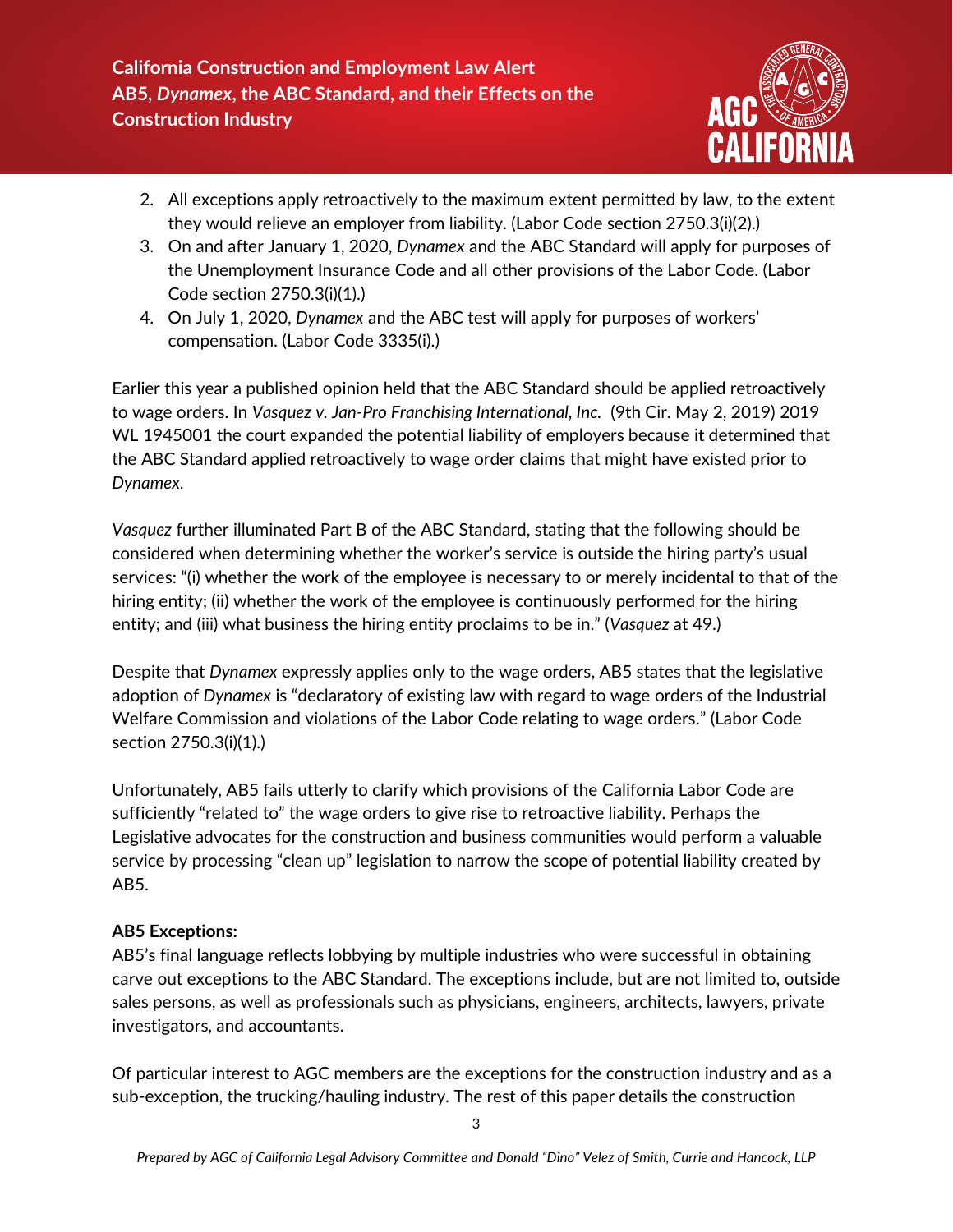2. All exceptions apply retroactively to the maximum extent permitted by law, to the extent they would relieve an employer from liability. (Labor Code section 2750.3(i)(2).)
3. On and after January 1, 2020, *Dynamex* and the ABC Standard will apply for purposes of the Unemployment Insurance Code and all other provisions of the Labor Code. (Labor Code section 2750.3(i)(1).)
4. On July 1, 2020, *Dynamex* and the ABC test will apply for purposes of workers' compensation. (Labor Code 3335(i).)

Earlier this year a published opinion held that the ABC Standard should be applied retroactively to wage orders. In *Vasquez v. Jan-Pro Franchising International, Inc.* (9th Cir. May 2, 2019) 2019 WL 1945001 the court expanded the potential liability of employers because it determined that the ABC Standard applied retroactively to wage order claims that might have existed prior to *Dynamex*.

*Vasquez* further illuminated Part B of the ABC Standard, stating that the following should be considered when determining whether the worker's service is outside the hiring party's usual services: "(i) whether the work of the employee is necessary to or merely incidental to that of the hiring entity; (ii) whether the work of the employee is continuously performed for the hiring entity; and (iii) what business the hiring entity proclaims to be in." (*Vasquez* at 49.)

Despite that *Dynamex* expressly applies only to the wage orders, AB5 states that the legislative adoption of *Dynamex* is "declaratory of existing law with regard to wage orders of the Industrial Welfare Commission and violations of the Labor Code relating to wage orders." (Labor Code section 2750.3(i)(1).)

Unfortunately, AB5 fails utterly to clarify which provisions of the California Labor Code are sufficiently "related to" the wage orders to give rise to retroactive liability. Perhaps the Legislative advocates for the construction and business communities would perform a valuable service by processing "clean up" legislation to narrow the scope of potential liability created by AB5.

**AB5 Exceptions:**

AB5's final language reflects lobbying by multiple industries who were successful in obtaining carve out exceptions to the ABC Standard. The exceptions include, but are not limited to, outside sales persons, as well as professionals such as physicians, engineers, architects, lawyers, private investigators, and accountants.

Of particular interest to AGC members are the exceptions for the construction industry and as a sub-exception, the trucking/hauling industry. The rest of this paper details the construction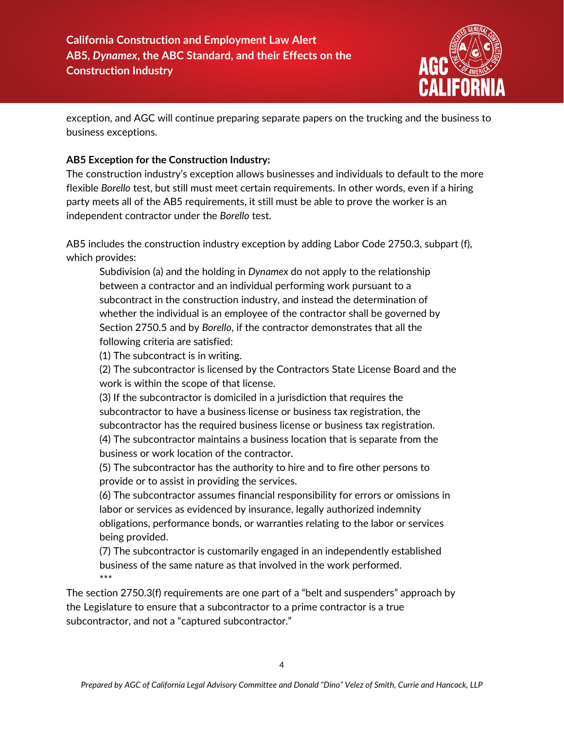exception, and AGC will continue preparing separate papers on the trucking and the business to business exceptions.

**AB5 Exception for the Construction Industry:**

The construction industry's exception allows businesses and individuals to default to the more flexible *Borello* test, but still must meet certain requirements. In other words, even if a hiring party meets all of the AB5 requirements, it still must be able to prove the worker is an independent contractor under the *Borello* test.

AB5 includes the construction industry exception by adding Labor Code 2750.3, subpart (f), which provides:

> Subdivision (a) and the holding in *Dynamex* do not apply to the relationship between a contractor and an individual performing work pursuant to a subcontract in the construction industry, and instead the determination of whether the individual is an employee of the contractor shall be governed by Section 2750.5 and by *Borello*, if the contractor demonstrates that all the following criteria are satisfied:
>
> (1) The subcontract is in writing.
>
> (2) The subcontractor is licensed by the Contractors State License Board and the work is within the scope of that license.
>
> (3) If the subcontractor is domiciled in a jurisdiction that requires the subcontractor to have a business license or business tax registration, the subcontractor has the required business license or business tax registration.
>
> (4) The subcontractor maintains a business location that is separate from the business or work location of the contractor.
>
> (5) The subcontractor has the authority to hire and to fire other persons to provide or to assist in providing the services.
>
> (6) The subcontractor assumes financial responsibility for errors or omissions in labor or services as evidenced by insurance, legally authorized indemnity obligations, performance bonds, or warranties relating to the labor or services being provided.
>
> (7) The subcontractor is customarily engaged in an independently established business of the same nature as that involved in the work performed.
>
> ***

The section 2750.3(f) requirements are one part of a "belt and suspenders" approach by the Legislature to ensure that a subcontractor to a prime contractor is a true subcontractor, and not a "captured subcontractor."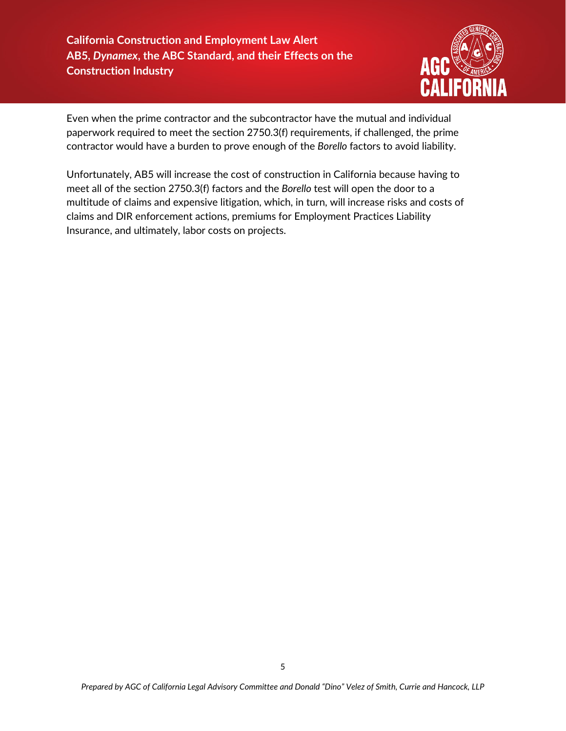Even when the prime contractor and the subcontractor have the mutual and individual paperwork required to meet the section 2750.3(f) requirements, if challenged, the prime contractor would have a burden to prove enough of the *Borello* factors to avoid liability.

Unfortunately, AB5 will increase the cost of construction in California because having to meet all of the section 2750.3(f) factors and the *Borello* test will open the door to a multitude of claims and expensive litigation, which, in turn, will increase risks and costs of claims and DIR enforcement actions, premiums for Employment Practices Liability Insurance, and ultimately, labor costs on projects.